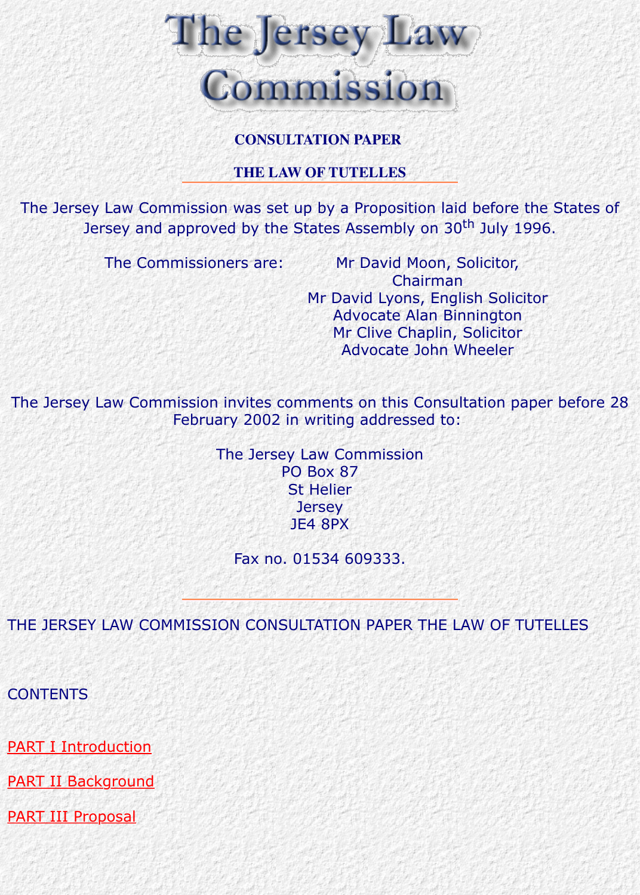# The Jersey Law Commission

**CONSULTATION PAPER**

**THE LAW OF TUTELLES**

The Jersey Law Commission was set up by a Proposition laid before the States of Jersey and approved by the States Assembly on 30th July 1996.

The Commissioners are:

Mr David Moon, Solicitor, Chairman
Mr David Lyons, English Solicitor
Advocate Alan Binnington
Mr Clive Chaplin, Solicitor
Advocate John Wheeler

The Jersey Law Commission invites comments on this Consultation paper before 28 February 2002 in writing addressed to:

The Jersey Law Commission
PO Box 87
St Helier
Jersey
JE4 8PX

Fax no. 01534 609333.

---

THE JERSEY LAW COMMISSION CONSULTATION PAPER THE LAW OF TUTELLES

CONTENTS

PART I Introduction

PART II Background

PART III Proposal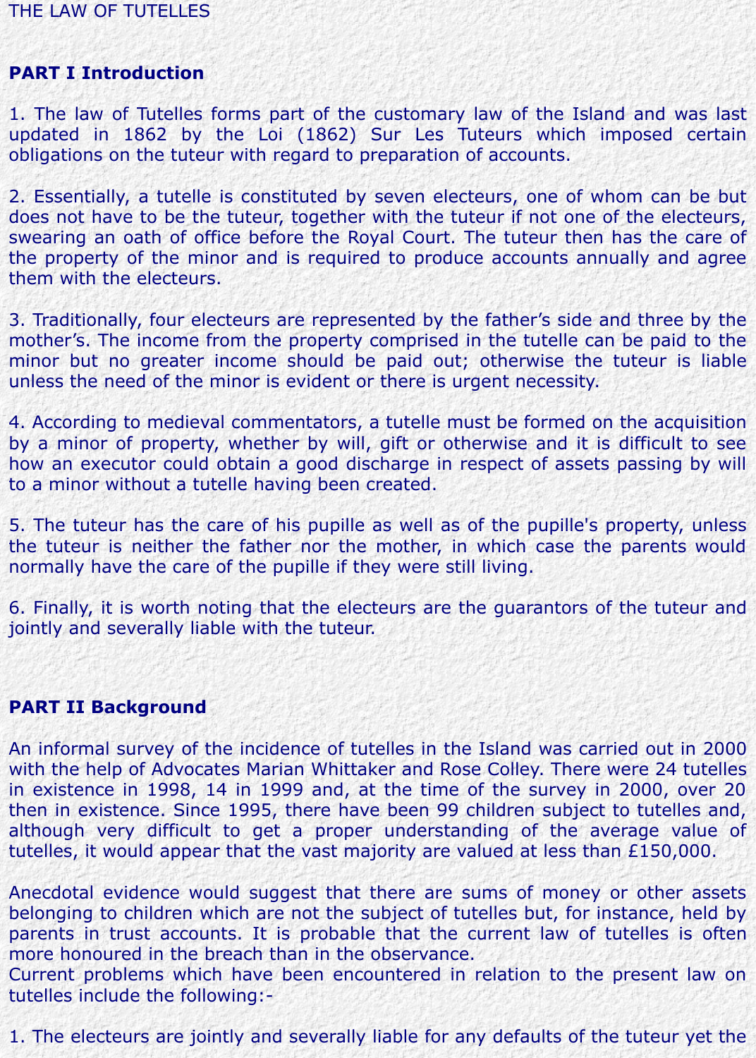THE LAW OF TUTELLES

## PART I Introduction

1. The law of Tutelles forms part of the customary law of the Island and was last updated in 1862 by the Loi (1862) Sur Les Tuteurs which imposed certain obligations on the tuteur with regard to preparation of accounts.

2. Essentially, a tutelle is constituted by seven electeurs, one of whom can be but does not have to be the tuteur, together with the tuteur if not one of the electeurs, swearing an oath of office before the Royal Court. The tuteur then has the care of the property of the minor and is required to produce accounts annually and agree them with the electeurs.

3. Traditionally, four electeurs are represented by the father’s side and three by the mother’s. The income from the property comprised in the tutelle can be paid to the minor but no greater income should be paid out; otherwise the tuteur is liable unless the need of the minor is evident or there is urgent necessity.

4. According to medieval commentators, a tutelle must be formed on the acquisition by a minor of property, whether by will, gift or otherwise and it is difficult to see how an executor could obtain a good discharge in respect of assets passing by will to a minor without a tutelle having been created.

5. The tuteur has the care of his pupille as well as of the pupille's property, unless the tuteur is neither the father nor the mother, in which case the parents would normally have the care of the pupille if they were still living.

6. Finally, it is worth noting that the electeurs are the guarantors of the tuteur and jointly and severally liable with the tuteur.

## PART II Background

An informal survey of the incidence of tutelles in the Island was carried out in 2000 with the help of Advocates Marian Whittaker and Rose Colley. There were 24 tutelles in existence in 1998, 14 in 1999 and, at the time of the survey in 2000, over 20 then in existence. Since 1995, there have been 99 children subject to tutelles and, although very difficult to get a proper understanding of the average value of tutelles, it would appear that the vast majority are valued at less than £150,000.

Anecdotal evidence would suggest that there are sums of money or other assets belonging to children which are not the subject of tutelles but, for instance, held by parents in trust accounts. It is probable that the current law of tutelles is often more honoured in the breach than in the observance.
Current problems which have been encountered in relation to the present law on tutelles include the following:-

1. The electeurs are jointly and severally liable for any defaults of the tuteur yet the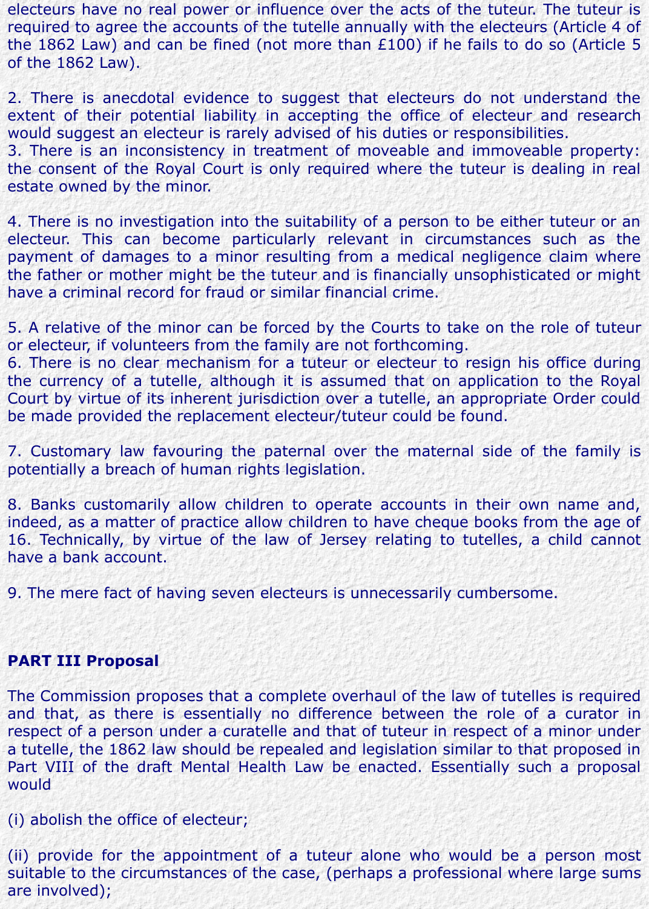electeurs have no real power or influence over the acts of the tuteur. The tuteur is required to agree the accounts of the tutelle annually with the electeurs (Article 4 of the 1862 Law) and can be fined (not more than £100) if he fails to do so (Article 5 of the 1862 Law).

2. There is anecdotal evidence to suggest that electeurs do not understand the extent of their potential liability in accepting the office of electeur and research would suggest an electeur is rarely advised of his duties or responsibilities.

3. There is an inconsistency in treatment of moveable and immoveable property: the consent of the Royal Court is only required where the tuteur is dealing in real estate owned by the minor.

4. There is no investigation into the suitability of a person to be either tuteur or an electeur. This can become particularly relevant in circumstances such as the payment of damages to a minor resulting from a medical negligence claim where the father or mother might be the tuteur and is financially unsophisticated or might have a criminal record for fraud or similar financial crime.

5. A relative of the minor can be forced by the Courts to take on the role of tuteur or electeur, if volunteers from the family are not forthcoming.

6. There is no clear mechanism for a tuteur or electeur to resign his office during the currency of a tutelle, although it is assumed that on application to the Royal Court by virtue of its inherent jurisdiction over a tutelle, an appropriate Order could be made provided the replacement electeur/tuteur could be found.

7. Customary law favouring the paternal over the maternal side of the family is potentially a breach of human rights legislation.

8. Banks customarily allow children to operate accounts in their own name and, indeed, as a matter of practice allow children to have cheque books from the age of 16. Technically, by virtue of the law of Jersey relating to tutelles, a child cannot have a bank account.

9. The mere fact of having seven electeurs is unnecessarily cumbersome.

**PART III Proposal**

The Commission proposes that a complete overhaul of the law of tutelles is required and that, as there is essentially no difference between the role of a curator in respect of a person under a curatelle and that of tuteur in respect of a minor under a tutelle, the 1862 law should be repealed and legislation similar to that proposed in Part VIII of the draft Mental Health Law be enacted. Essentially such a proposal would

(i) abolish the office of electeur;

(ii) provide for the appointment of a tuteur alone who would be a person most suitable to the circumstances of the case, (perhaps a professional where large sums are involved);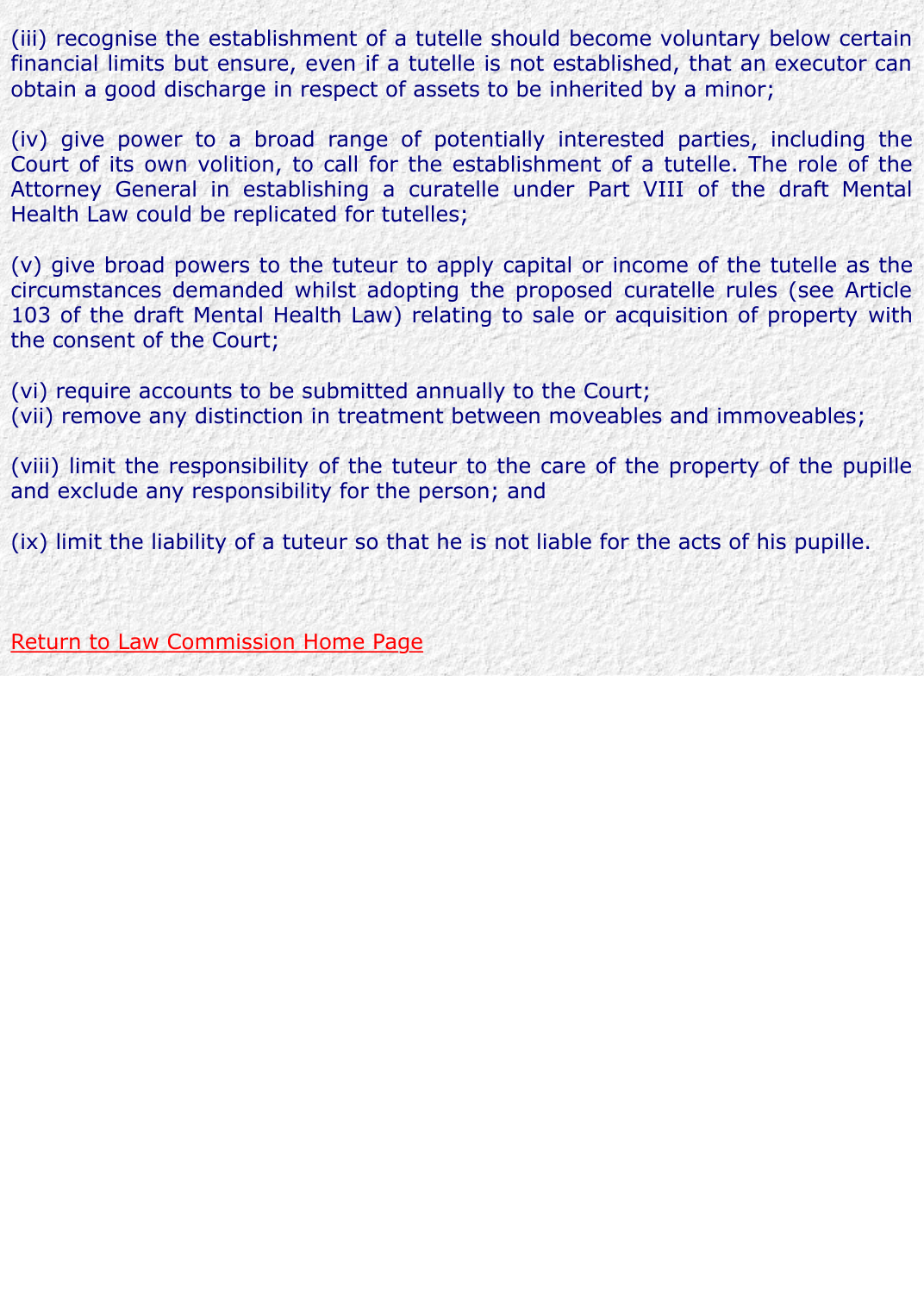(iii) recognise the establishment of a tutelle should become voluntary below certain financial limits but ensure, even if a tutelle is not established, that an executor can obtain a good discharge in respect of assets to be inherited by a minor;

(iv) give power to a broad range of potentially interested parties, including the Court of its own volition, to call for the establishment of a tutelle. The role of the Attorney General in establishing a curatelle under Part VIII of the draft Mental Health Law could be replicated for tutelles;

(v) give broad powers to the tuteur to apply capital or income of the tutelle as the circumstances demanded whilst adopting the proposed curatelle rules (see Article 103 of the draft Mental Health Law) relating to sale or acquisition of property with the consent of the Court;

(vi) require accounts to be submitted annually to the Court;
(vii) remove any distinction in treatment between moveables and immoveables;

(viii) limit the responsibility of the tuteur to the care of the property of the pupille and exclude any responsibility for the person; and

(ix) limit the liability of a tuteur so that he is not liable for the acts of his pupille.

Return to Law Commission Home Page